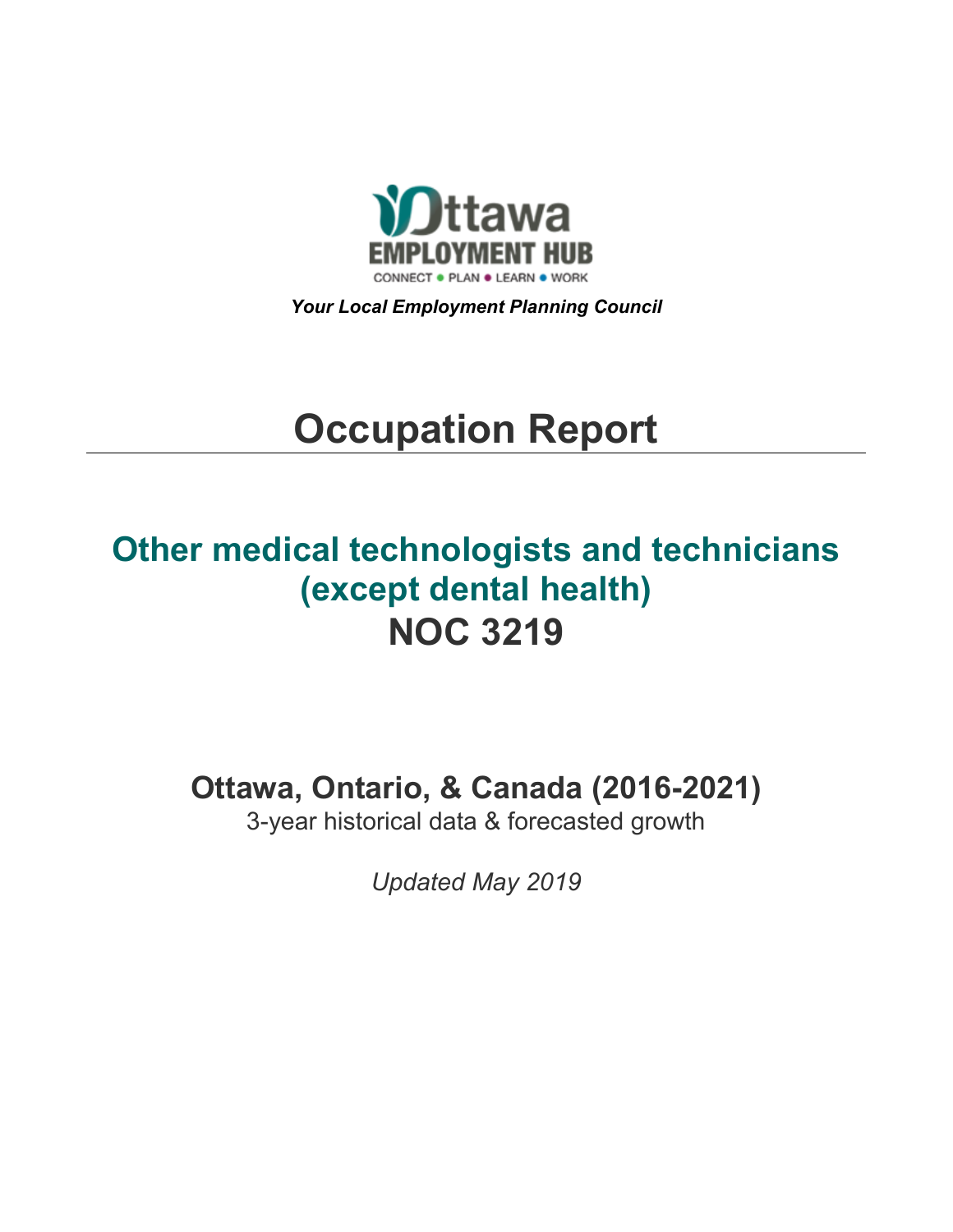Ottawa EMPLOYMENT HUB

CONNECT • PLAN • LEARN • WORK

***Your Local Employment Planning Council***

# Occupation Report

## Other medical technologists and technicians (except dental health)
## NOC 3219

### Ottawa, Ontario, & Canada (2016-2021)

3-year historical data & forecasted growth

*Updated May 2019*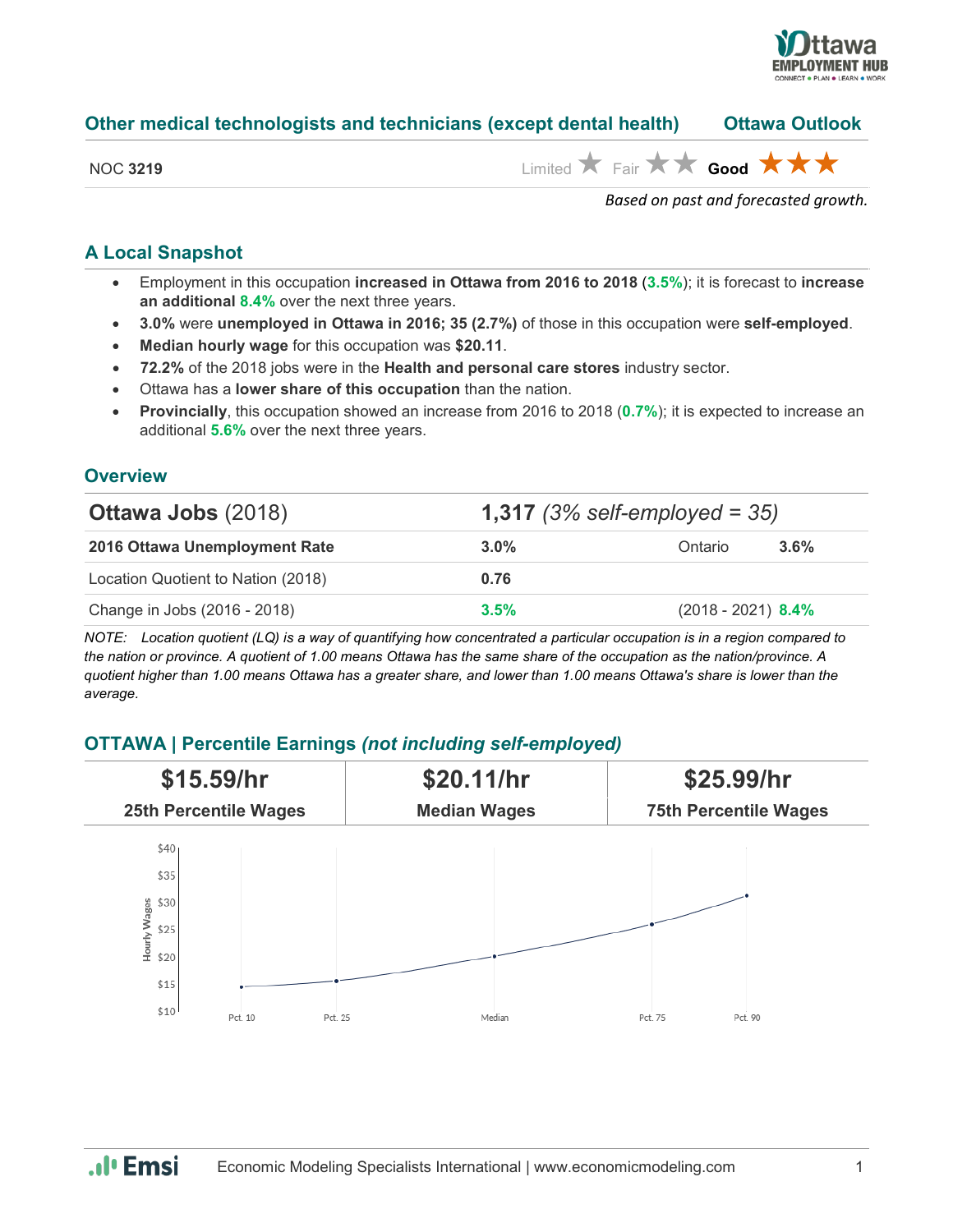## Other medical technologists and technicians (except dental health) — Ottawa Outlook

NOC **3219**

Limited ★ Fair ★★ **Good** ★★★

*Based on past and forecasted growth.*

### A Local Snapshot

- Employment in this occupation **increased in Ottawa from 2016 to 2018** (**3.5%**); it is forecast to **increase an additional 8.4%** over the next three years.
- **3.0%** were **unemployed in Ottawa in 2016; 35 (2.7%)** of those in this occupation were **self-employed**.
- **Median hourly wage** for this occupation was **$20.11**.
- **72.2%** of the 2018 jobs were in the **Health and personal care stores** industry sector.
- Ottawa has a **lower share of this occupation** than the nation.
- **Provincially**, this occupation showed an increase from 2016 to 2018 (**0.7%**); it is expected to increase an additional **5.6%** over the next three years.

### Overview

| **Ottawa Jobs** (2018) | **1,317** *(3% self-employed = 35)* | | |
|---|---|---|---|
| **2016 Ottawa Unemployment Rate** | **3.0%** | Ontario | **3.6%** |
| Location Quotient to Nation (2018) | **0.76** | | |
| Change in Jobs (2016 - 2018) | **3.5%** | (2018 - 2021) | **8.4%** |

*NOTE: Location quotient (LQ) is a way of quantifying how concentrated a particular occupation is in a region compared to the nation or province. A quotient of 1.00 means Ottawa has the same share of the occupation as the nation/province. A quotient higher than 1.00 means Ottawa has a greater share, and lower than 1.00 means Ottawa's share is lower than the average.*

### OTTAWA | Percentile Earnings *(not including self-employed)*

| $15.59/hr | $20.11/hr | $25.99/hr |
|---|---|---|
| 25th Percentile Wages | Median Wages | 75th Percentile Wages |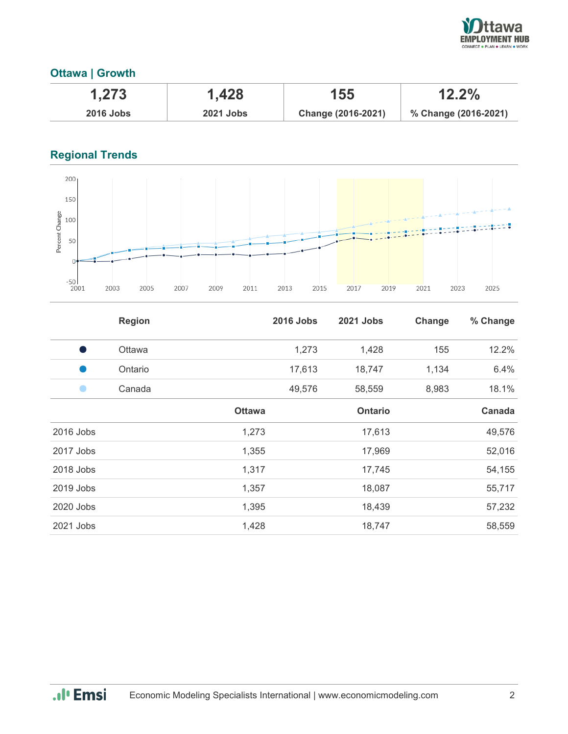## Ottawa | Growth

| 1,273 | 1,428 | 155 | 12.2% |
|---|---|---|---|
| 2016 Jobs | 2021 Jobs | Change (2016-2021) | % Change (2016-2021) |

## Regional Trends

| | Region | 2016 Jobs | 2021 Jobs | Change | % Change |
|---|---|---|---|---|---|
| ● | Ottawa | 1,273 | 1,428 | 155 | 12.2% |
| ● | Ontario | 17,613 | 18,747 | 1,134 | 6.4% |
| ● | Canada | 49,576 | 58,559 | 8,983 | 18.1% |

| | Ottawa | Ontario | Canada |
|---|---|---|---|
| 2016 Jobs | 1,273 | 17,613 | 49,576 |
| 2017 Jobs | 1,355 | 17,969 | 52,016 |
| 2018 Jobs | 1,317 | 17,745 | 54,155 |
| 2019 Jobs | 1,357 | 18,087 | 55,717 |
| 2020 Jobs | 1,395 | 18,439 | 57,232 |
| 2021 Jobs | 1,428 | 18,747 | 58,559 |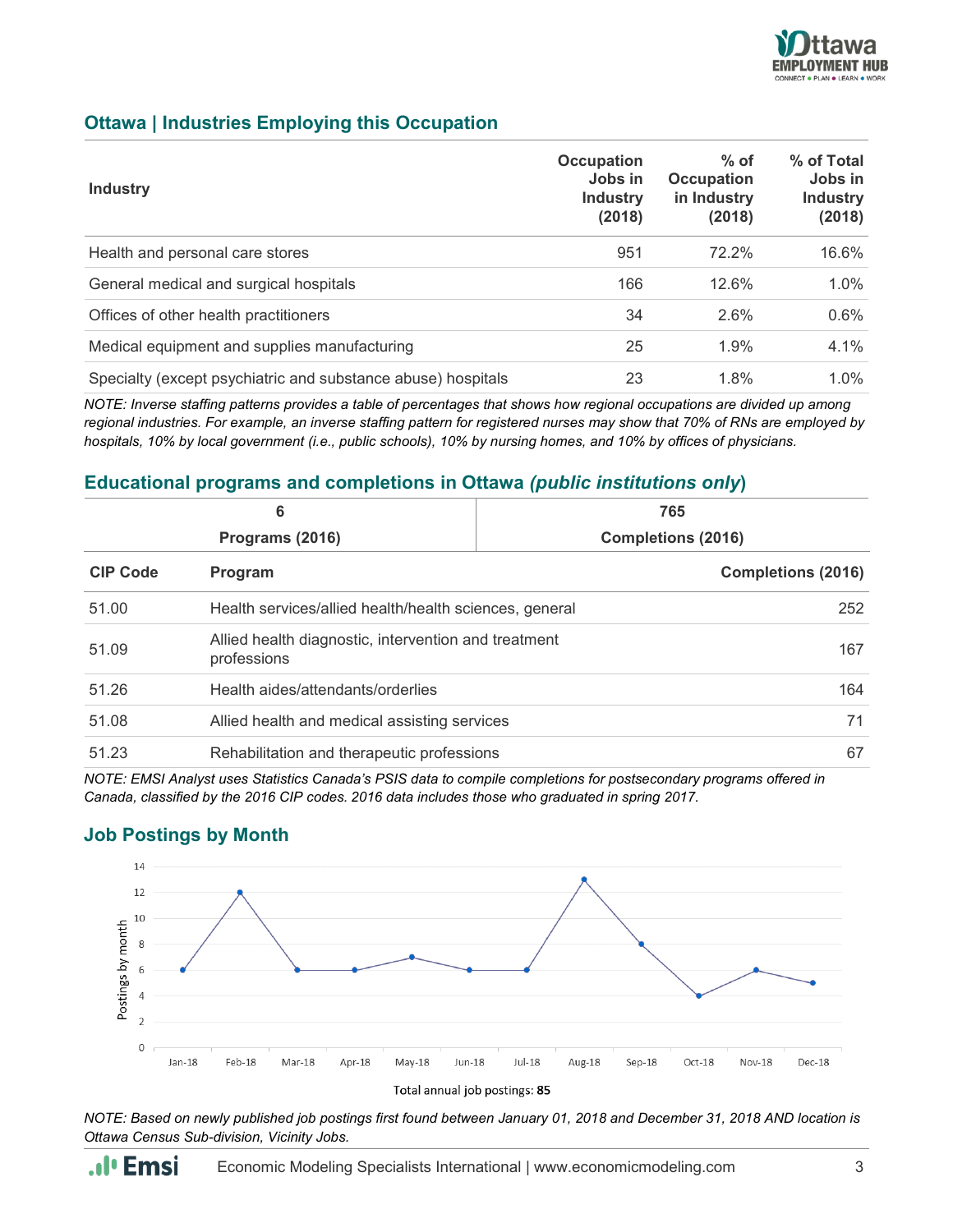## Ottawa | Industries Employing this Occupation

| Industry | Occupation Jobs in Industry (2018) | % of Occupation in Industry (2018) | % of Total Jobs in Industry (2018) |
|---|---|---|---|
| Health and personal care stores | 951 | 72.2% | 16.6% |
| General medical and surgical hospitals | 166 | 12.6% | 1.0% |
| Offices of other health practitioners | 34 | 2.6% | 0.6% |
| Medical equipment and supplies manufacturing | 25 | 1.9% | 4.1% |
| Specialty (except psychiatric and substance abuse) hospitals | 23 | 1.8% | 1.0% |

*NOTE: Inverse staffing patterns provides a table of percentages that shows how regional occupations are divided up among regional industries. For example, an inverse staffing pattern for registered nurses may show that 70% of RNs are employed by hospitals, 10% by local government (i.e., public schools), 10% by nursing homes, and 10% by offices of physicians.*

## Educational programs and completions in Ottawa *(public institutions only)*

| 6 | 765 |
|---|---|
| Programs (2016) | Completions (2016) |

| CIP Code | Program | Completions (2016) |
|---|---|---|
| 51.00 | Health services/allied health/health sciences, general | 252 |
| 51.09 | Allied health diagnostic, intervention and treatment professions | 167 |
| 51.26 | Health aides/attendants/orderlies | 164 |
| 51.08 | Allied health and medical assisting services | 71 |
| 51.23 | Rehabilitation and therapeutic professions | 67 |

*NOTE: EMSI Analyst uses Statistics Canada's PSIS data to compile completions for postsecondary programs offered in Canada, classified by the 2016 CIP codes. 2016 data includes those who graduated in spring 2017.*

## Job Postings by Month

| Month | Postings by month |
|---|---|
| Jan-18 | 6 |
| Feb-18 | 12 |
| Mar-18 | 6 |
| Apr-18 | 6 |
| May-18 | 7 |
| Jun-18 | 6 |
| Jul-18 | 6 |
| Aug-18 | 13 |
| Sep-18 | 8 |
| Oct-18 | 4 |
| Nov-18 | 6 |
| Dec-18 | 5 |

Total annual job postings: **85**

*NOTE: Based on newly published job postings first found between January 01, 2018 and December 31, 2018 AND location is Ottawa Census Sub-division, Vicinity Jobs.*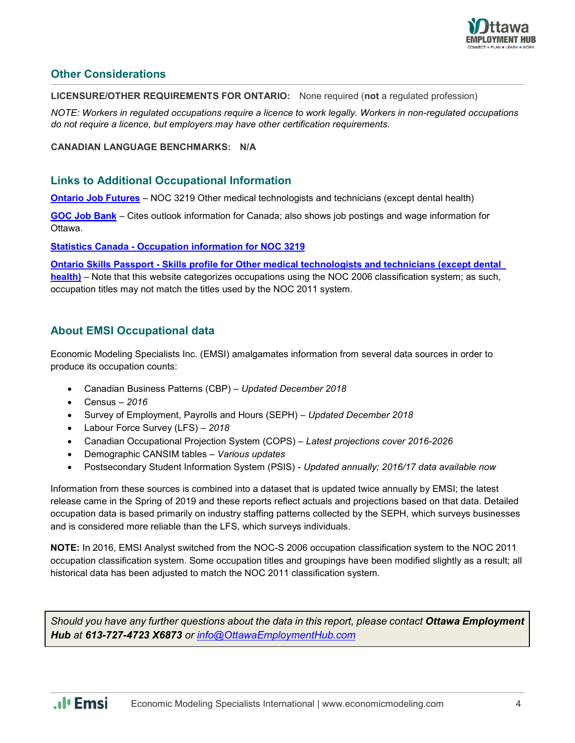## Other Considerations

**LICENSURE/OTHER REQUIREMENTS FOR ONTARIO:** None required (**not** a regulated profession)

*NOTE: Workers in regulated occupations require a licence to work legally. Workers in non-regulated occupations do not require a licence, but employers may have other certification requirements.*

**CANADIAN LANGUAGE BENCHMARKS: N/A**

## Links to Additional Occupational Information

**Ontario Job Futures** – NOC 3219 Other medical technologists and technicians (except dental health)

**GOC Job Bank** – Cites outlook information for Canada; also shows job postings and wage information for Ottawa.

**Statistics Canada - Occupation information for NOC 3219**

**Ontario Skills Passport - Skills profile for Other medical technologists and technicians (except dental health)** – Note that this website categorizes occupations using the NOC 2006 classification system; as such, occupation titles may not match the titles used by the NOC 2011 system.

## About EMSI Occupational data

Economic Modeling Specialists Inc. (EMSI) amalgamates information from several data sources in order to produce its occupation counts:

- Canadian Business Patterns (CBP) – *Updated December 2018*
- Census – *2016*
- Survey of Employment, Payrolls and Hours (SEPH) – *Updated December 2018*
- Labour Force Survey (LFS) – *2018*
- Canadian Occupational Projection System (COPS) – *Latest projections cover 2016-2026*
- Demographic CANSIM tables – *Various updates*
- Postsecondary Student Information System (PSIS) - *Updated annually; 2016/17 data available now*

Information from these sources is combined into a dataset that is updated twice annually by EMSI; the latest release came in the Spring of 2019 and these reports reflect actuals and projections based on that data. Detailed occupation data is based primarily on industry staffing patterns collected by the SEPH, which surveys businesses and is considered more reliable than the LFS, which surveys individuals.

**NOTE:** In 2016, EMSI Analyst switched from the NOC-S 2006 occupation classification system to the NOC 2011 occupation classification system. Some occupation titles and groupings have been modified slightly as a result; all historical data has been adjusted to match the NOC 2011 classification system.

*Should you have any further questions about the data in this report, please contact **Ottawa Employment Hub** at **613-727-4723 X6873** or info@OttawaEmploymentHub.com*